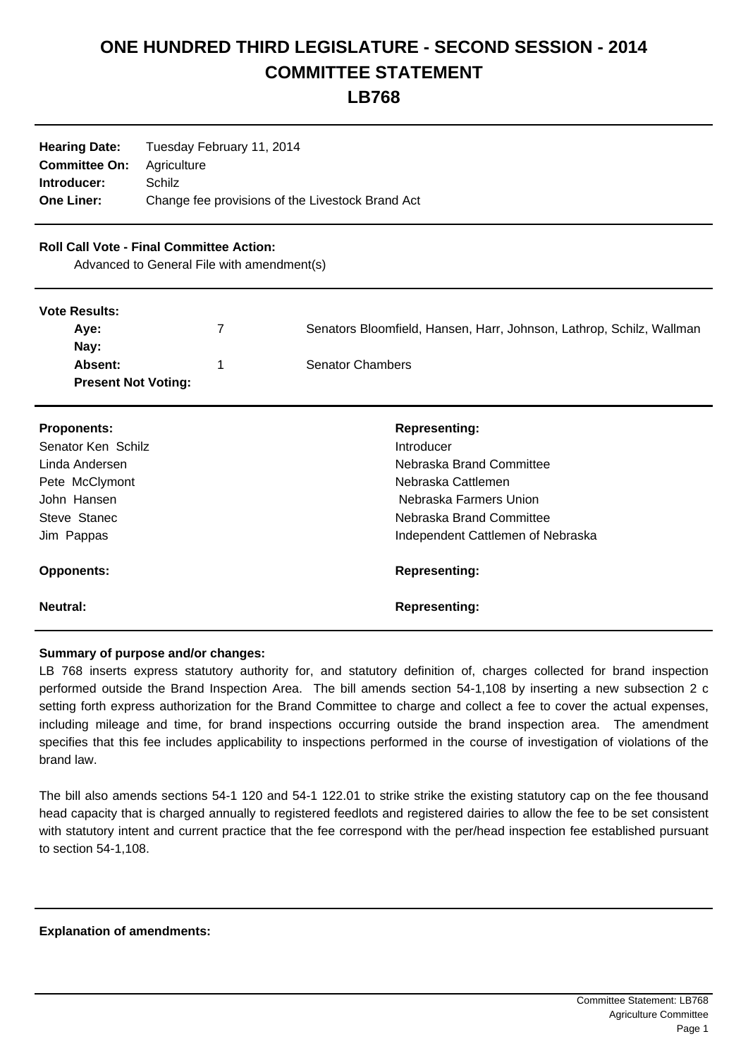# ONE HUNDRED THIRD LEGISLATURE - SECOND SESSION - 2014
# COMMITTEE STATEMENT
# LB768

| | |
|---|---|
| **Hearing Date:** | Tuesday February 11, 2014 |
| **Committee On:** | Agriculture |
| **Introducer:** | Schilz |
| **One Liner:** | Change fee provisions of the Livestock Brand Act |

**Roll Call Vote - Final Committee Action:**

Advanced to General File with amendment(s)

**Vote Results:**

| | | |
|---|---|---|
| **Aye:** | 7 | Senators Bloomfield, Hansen, Harr, Johnson, Lathrop, Schilz, Wallman |
| **Nay:** | | |
| **Absent:** | 1 | Senator Chambers |
| **Present Not Voting:** | | |

| **Proponents:** | **Representing:** |
|---|---|
| Senator Ken Schilz | Introducer |
| Linda Andersen | Nebraska Brand Committee |
| Pete McClymont | Nebraska Cattlemen |
| John Hansen | Nebraska Farmers Union |
| Steve Stanec | Nebraska Brand Committee |
| Jim Pappas | Independent Cattlemen of Nebraska |

| **Opponents:** | **Representing:** |
|---|---|

| **Neutral:** | **Representing:** |
|---|---|

**Summary of purpose and/or changes:**

LB 768 inserts express statutory authority for, and statutory definition of, charges collected for brand inspection performed outside the Brand Inspection Area. The bill amends section 54-1,108 by inserting a new subsection 2 c setting forth express authorization for the Brand Committee to charge and collect a fee to cover the actual expenses, including mileage and time, for brand inspections occurring outside the brand inspection area. The amendment specifies that this fee includes applicability to inspections performed in the course of investigation of violations of the brand law.

The bill also amends sections 54-1 120 and 54-1 122.01 to strike strike the existing statutory cap on the fee thousand head capacity that is charged annually to registered feedlots and registered dairies to allow the fee to be set consistent with statutory intent and current practice that the fee correspond with the per/head inspection fee established pursuant to section 54-1,108.

**Explanation of amendments:**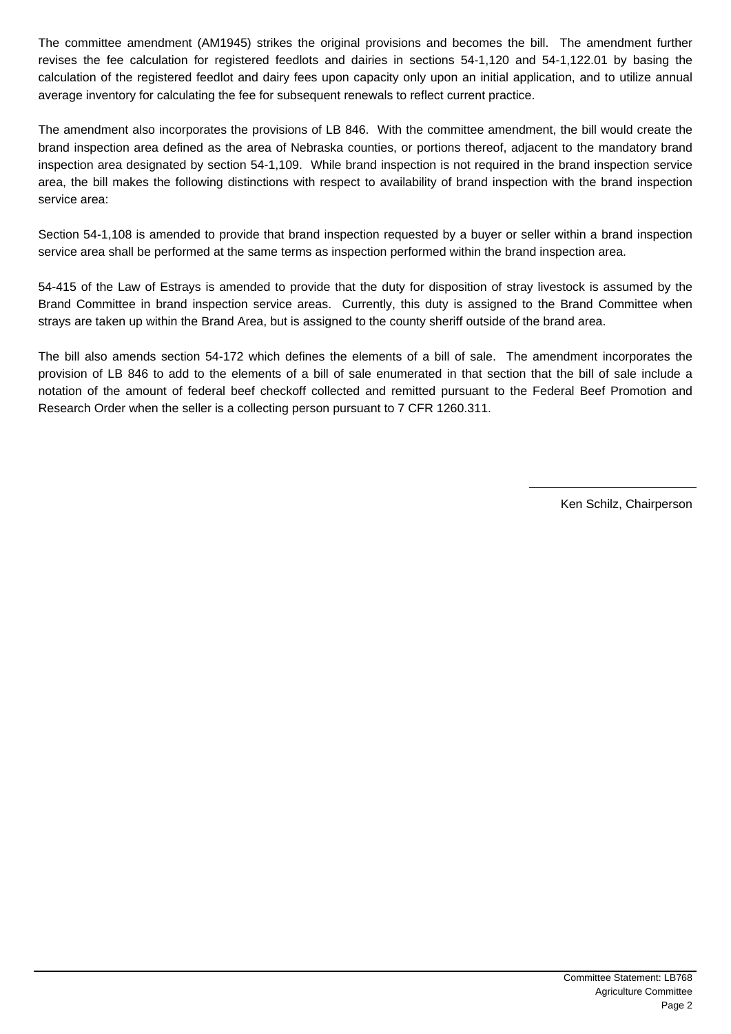The committee amendment (AM1945) strikes the original provisions and becomes the bill. The amendment further revises the fee calculation for registered feedlots and dairies in sections 54-1,120 and 54-1,122.01 by basing the calculation of the registered feedlot and dairy fees upon capacity only upon an initial application, and to utilize annual average inventory for calculating the fee for subsequent renewals to reflect current practice.

The amendment also incorporates the provisions of LB 846. With the committee amendment, the bill would create the brand inspection area defined as the area of Nebraska counties, or portions thereof, adjacent to the mandatory brand inspection area designated by section 54-1,109. While brand inspection is not required in the brand inspection service area, the bill makes the following distinctions with respect to availability of brand inspection with the brand inspection service area:

Section 54-1,108 is amended to provide that brand inspection requested by a buyer or seller within a brand inspection service area shall be performed at the same terms as inspection performed within the brand inspection area.

54-415 of the Law of Estrays is amended to provide that the duty for disposition of stray livestock is assumed by the Brand Committee in brand inspection service areas. Currently, this duty is assigned to the Brand Committee when strays are taken up within the Brand Area, but is assigned to the county sheriff outside of the brand area.

The bill also amends section 54-172 which defines the elements of a bill of sale. The amendment incorporates the provision of LB 846 to add to the elements of a bill of sale enumerated in that section that the bill of sale include a notation of the amount of federal beef checkoff collected and remitted pursuant to the Federal Beef Promotion and Research Order when the seller is a collecting person pursuant to 7 CFR 1260.311.

Ken Schilz, Chairperson